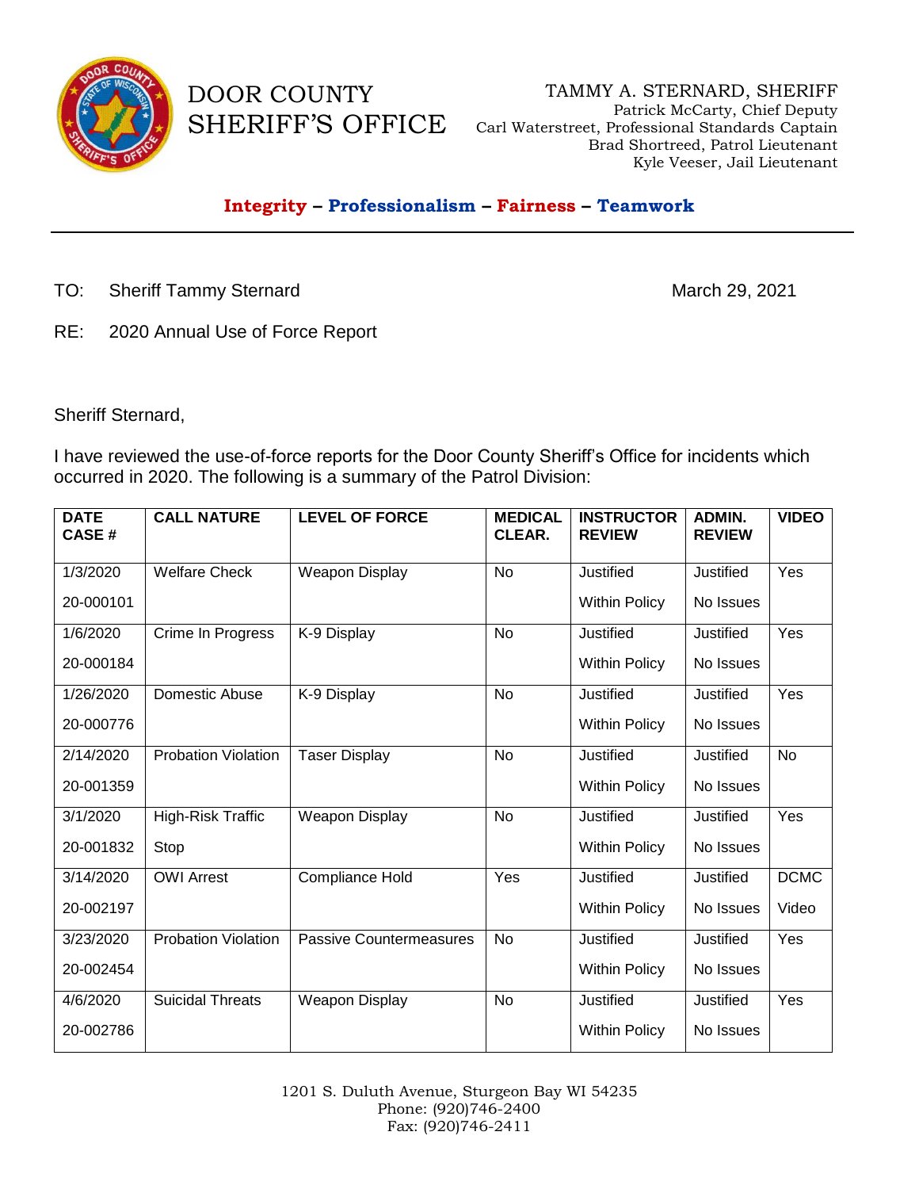DOOR COUNTY SHERIFF'S OFFICE

TAMMY A. STERNARD, SHERIFF
Patrick McCarty, Chief Deputy
Carl Waterstreet, Professional Standards Captain
Brad Shortreed, Patrol Lieutenant
Kyle Veeser, Jail Lieutenant

**Integrity – Professionalism – Fairness – Teamwork**

---

TO: Sheriff Tammy Sternard

March 29, 2021

RE: 2020 Annual Use of Force Report

Sheriff Sternard,

I have reviewed the use-of-force reports for the Door County Sheriff's Office for incidents which occurred in 2020. The following is a summary of the Patrol Division:

| DATE CASE # | CALL NATURE | LEVEL OF FORCE | MEDICAL CLEAR. | INSTRUCTOR REVIEW | ADMIN. REVIEW | VIDEO |
|---|---|---|---|---|---|---|
| 1/3/2020 20-000101 | Welfare Check | Weapon Display | No | Justified Within Policy | Justified No Issues | Yes |
| 1/6/2020 20-000184 | Crime In Progress | K-9 Display | No | Justified Within Policy | Justified No Issues | Yes |
| 1/26/2020 20-000776 | Domestic Abuse | K-9 Display | No | Justified Within Policy | Justified No Issues | Yes |
| 2/14/2020 20-001359 | Probation Violation | Taser Display | No | Justified Within Policy | Justified No Issues | No |
| 3/1/2020 20-001832 | High-Risk Traffic Stop | Weapon Display | No | Justified Within Policy | Justified No Issues | Yes |
| 3/14/2020 20-002197 | OWI Arrest | Compliance Hold | Yes | Justified Within Policy | Justified No Issues | DCMC Video |
| 3/23/2020 20-002454 | Probation Violation | Passive Countermeasures | No | Justified Within Policy | Justified No Issues | Yes |
| 4/6/2020 20-002786 | Suicidal Threats | Weapon Display | No | Justified Within Policy | Justified No Issues | Yes |

1201 S. Duluth Avenue, Sturgeon Bay WI 54235
Phone: (920)746-2400
Fax: (920)746-2411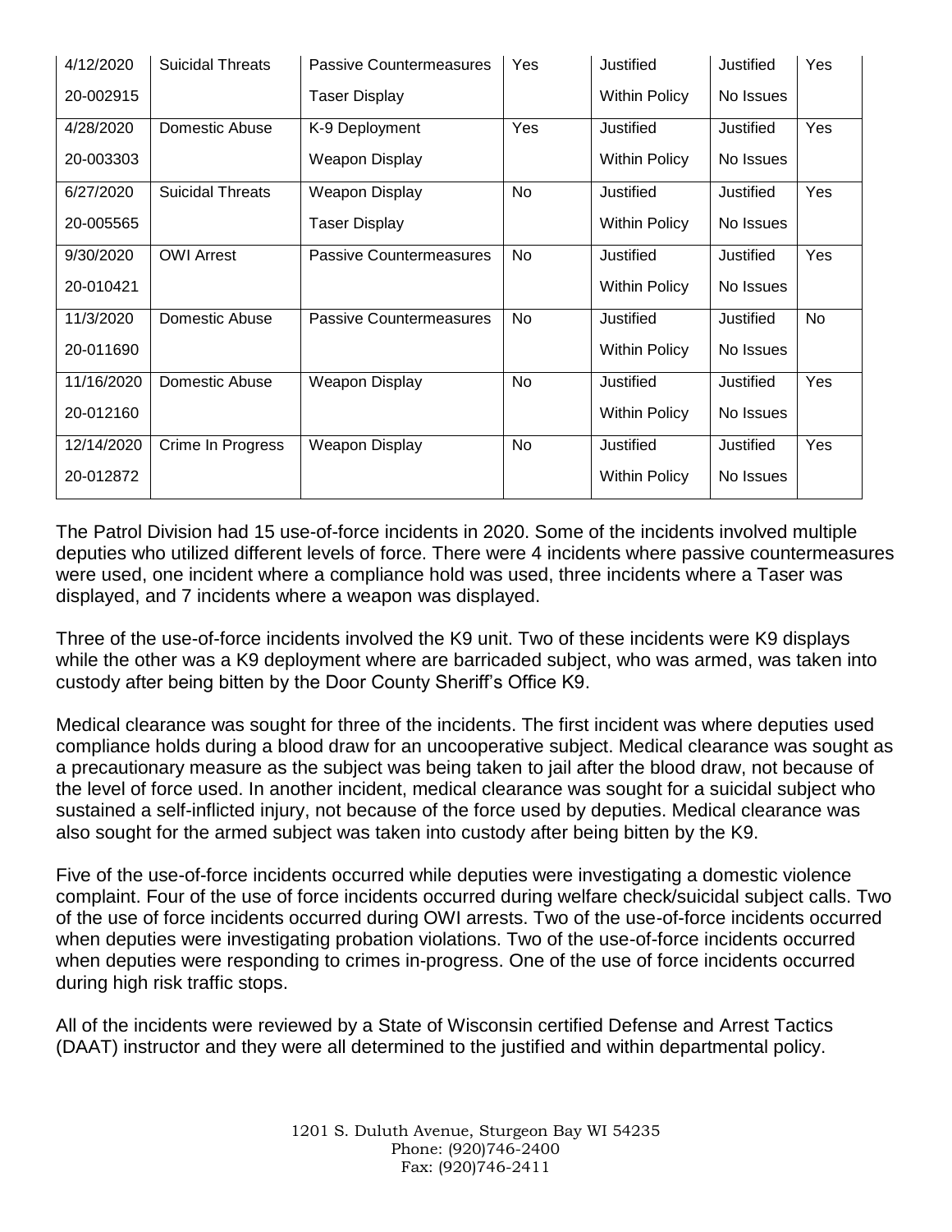| | | | | | | |
|---|---|---|---|---|---|---|
| 4/12/2020<br>20-002915 | Suicidal Threats | Passive Countermeasures<br>Taser Display | Yes | Justified<br>Within Policy | Justified<br>No Issues | Yes |
| 4/28/2020<br>20-003303 | Domestic Abuse | K-9 Deployment<br>Weapon Display | Yes | Justified<br>Within Policy | Justified<br>No Issues | Yes |
| 6/27/2020<br>20-005565 | Suicidal Threats | Weapon Display<br>Taser Display | No | Justified<br>Within Policy | Justified<br>No Issues | Yes |
| 9/30/2020<br>20-010421 | OWI Arrest | Passive Countermeasures | No | Justified<br>Within Policy | Justified<br>No Issues | Yes |
| 11/3/2020<br>20-011690 | Domestic Abuse | Passive Countermeasures | No | Justified<br>Within Policy | Justified<br>No Issues | No |
| 11/16/2020<br>20-012160 | Domestic Abuse | Weapon Display | No | Justified<br>Within Policy | Justified<br>No Issues | Yes |
| 12/14/2020<br>20-012872 | Crime In Progress | Weapon Display | No | Justified<br>Within Policy | Justified<br>No Issues | Yes |

The Patrol Division had 15 use-of-force incidents in 2020. Some of the incidents involved multiple deputies who utilized different levels of force. There were 4 incidents where passive countermeasures were used, one incident where a compliance hold was used, three incidents where a Taser was displayed, and 7 incidents where a weapon was displayed.

Three of the use-of-force incidents involved the K9 unit. Two of these incidents were K9 displays while the other was a K9 deployment where are barricaded subject, who was armed, was taken into custody after being bitten by the Door County Sheriff's Office K9.

Medical clearance was sought for three of the incidents. The first incident was where deputies used compliance holds during a blood draw for an uncooperative subject. Medical clearance was sought as a precautionary measure as the subject was being taken to jail after the blood draw, not because of the level of force used. In another incident, medical clearance was sought for a suicidal subject who sustained a self-inflicted injury, not because of the force used by deputies. Medical clearance was also sought for the armed subject was taken into custody after being bitten by the K9.

Five of the use-of-force incidents occurred while deputies were investigating a domestic violence complaint. Four of the use of force incidents occurred during welfare check/suicidal subject calls. Two of the use of force incidents occurred during OWI arrests. Two of the use-of-force incidents occurred when deputies were investigating probation violations. Two of the use-of-force incidents occurred when deputies were responding to crimes in-progress. One of the use of force incidents occurred during high risk traffic stops.

All of the incidents were reviewed by a State of Wisconsin certified Defense and Arrest Tactics (DAAT) instructor and they were all determined to the justified and within departmental policy.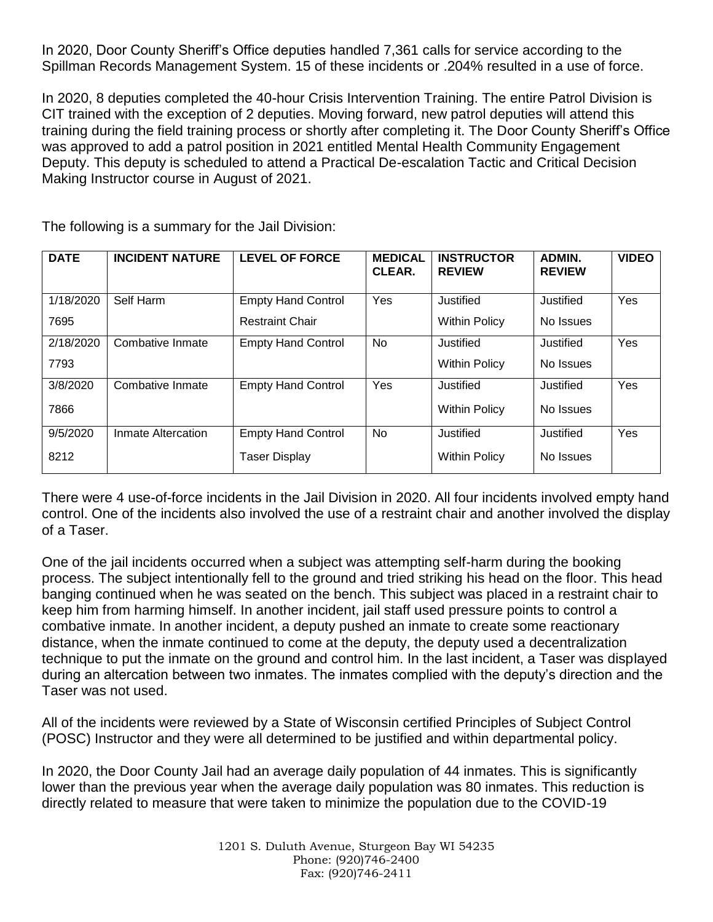In 2020, Door County Sheriff's Office deputies handled 7,361 calls for service according to the Spillman Records Management System. 15 of these incidents or .204% resulted in a use of force.

In 2020, 8 deputies completed the 40-hour Crisis Intervention Training. The entire Patrol Division is CIT trained with the exception of 2 deputies. Moving forward, new patrol deputies will attend this training during the field training process or shortly after completing it. The Door County Sheriff's Office was approved to add a patrol position in 2021 entitled Mental Health Community Engagement Deputy. This deputy is scheduled to attend a Practical De-escalation Tactic and Critical Decision Making Instructor course in August of 2021.

The following is a summary for the Jail Division:

| DATE | INCIDENT NATURE | LEVEL OF FORCE | MEDICAL CLEAR. | INSTRUCTOR REVIEW | ADMIN. REVIEW | VIDEO |
|---|---|---|---|---|---|---|
| 1/18/2020<br>7695 | Self Harm | Empty Hand Control<br>Restraint Chair | Yes | Justified<br>Within Policy | Justified<br>No Issues | Yes |
| 2/18/2020<br>7793 | Combative Inmate | Empty Hand Control | No | Justified<br>Within Policy | Justified<br>No Issues | Yes |
| 3/8/2020<br>7866 | Combative Inmate | Empty Hand Control | Yes | Justified<br>Within Policy | Justified<br>No Issues | Yes |
| 9/5/2020<br>8212 | Inmate Altercation | Empty Hand Control<br>Taser Display | No | Justified<br>Within Policy | Justified<br>No Issues | Yes |

There were 4 use-of-force incidents in the Jail Division in 2020. All four incidents involved empty hand control. One of the incidents also involved the use of a restraint chair and another involved the display of a Taser.

One of the jail incidents occurred when a subject was attempting self-harm during the booking process. The subject intentionally fell to the ground and tried striking his head on the floor. This head banging continued when he was seated on the bench. This subject was placed in a restraint chair to keep him from harming himself. In another incident, jail staff used pressure points to control a combative inmate. In another incident, a deputy pushed an inmate to create some reactionary distance, when the inmate continued to come at the deputy, the deputy used a decentralization technique to put the inmate on the ground and control him. In the last incident, a Taser was displayed during an altercation between two inmates. The inmates complied with the deputy's direction and the Taser was not used.

All of the incidents were reviewed by a State of Wisconsin certified Principles of Subject Control (POSC) Instructor and they were all determined to be justified and within departmental policy.

In 2020, the Door County Jail had an average daily population of 44 inmates. This is significantly lower than the previous year when the average daily population was 80 inmates. This reduction is directly related to measure that were taken to minimize the population due to the COVID-19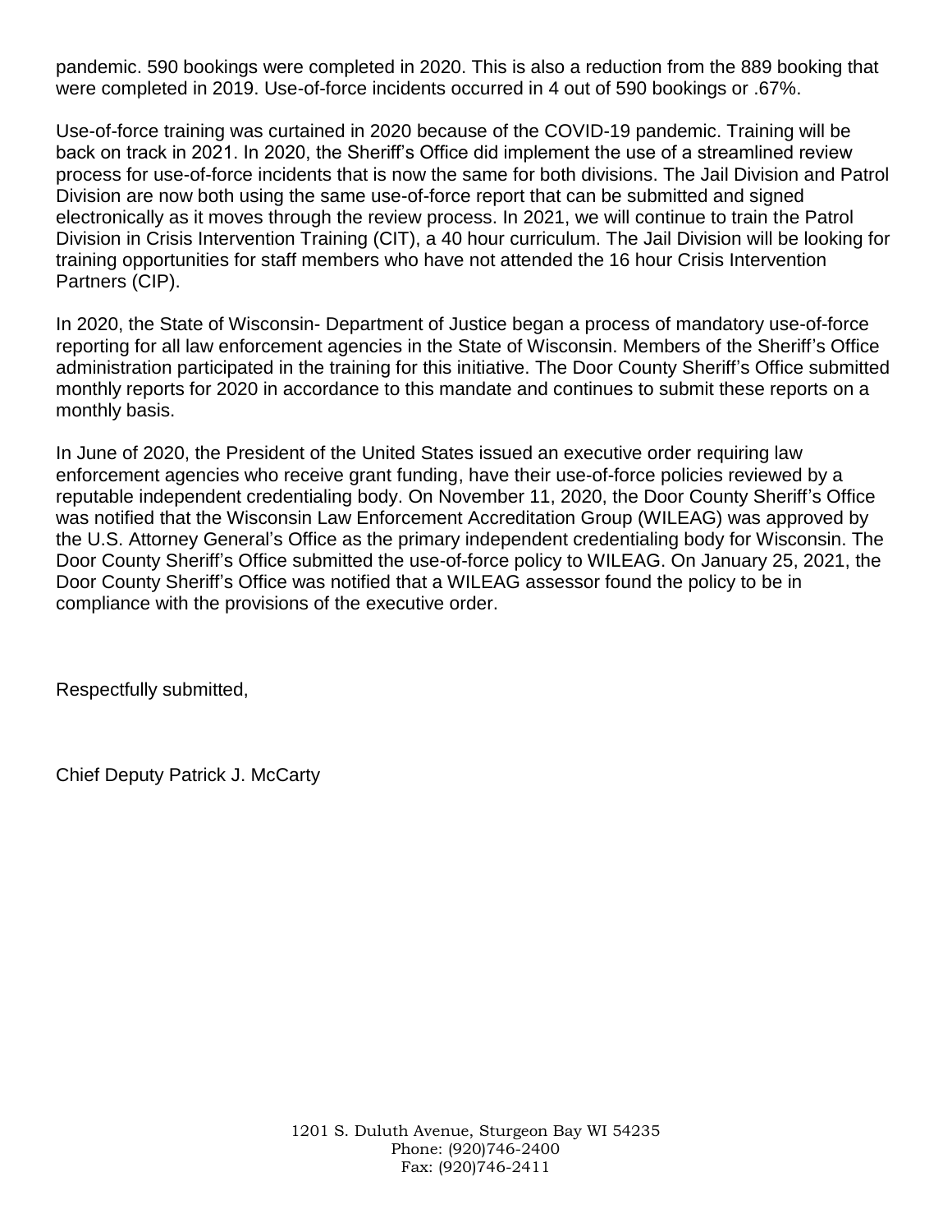pandemic. 590 bookings were completed in 2020. This is also a reduction from the 889 booking that were completed in 2019. Use-of-force incidents occurred in 4 out of 590 bookings or .67%.

Use-of-force training was curtained in 2020 because of the COVID-19 pandemic. Training will be back on track in 2021. In 2020, the Sheriff's Office did implement the use of a streamlined review process for use-of-force incidents that is now the same for both divisions. The Jail Division and Patrol Division are now both using the same use-of-force report that can be submitted and signed electronically as it moves through the review process. In 2021, we will continue to train the Patrol Division in Crisis Intervention Training (CIT), a 40 hour curriculum. The Jail Division will be looking for training opportunities for staff members who have not attended the 16 hour Crisis Intervention Partners (CIP).

In 2020, the State of Wisconsin- Department of Justice began a process of mandatory use-of-force reporting for all law enforcement agencies in the State of Wisconsin. Members of the Sheriff's Office administration participated in the training for this initiative. The Door County Sheriff's Office submitted monthly reports for 2020 in accordance to this mandate and continues to submit these reports on a monthly basis.

In June of 2020, the President of the United States issued an executive order requiring law enforcement agencies who receive grant funding, have their use-of-force policies reviewed by a reputable independent credentialing body. On November 11, 2020, the Door County Sheriff's Office was notified that the Wisconsin Law Enforcement Accreditation Group (WILEAG) was approved by the U.S. Attorney General's Office as the primary independent credentialing body for Wisconsin. The Door County Sheriff's Office submitted the use-of-force policy to WILEAG. On January 25, 2021, the Door County Sheriff's Office was notified that a WILEAG assessor found the policy to be in compliance with the provisions of the executive order.

Respectfully submitted,

Chief Deputy Patrick J. McCarty

1201 S. Duluth Avenue, Sturgeon Bay WI 54235
Phone: (920)746-2400
Fax: (920)746-2411